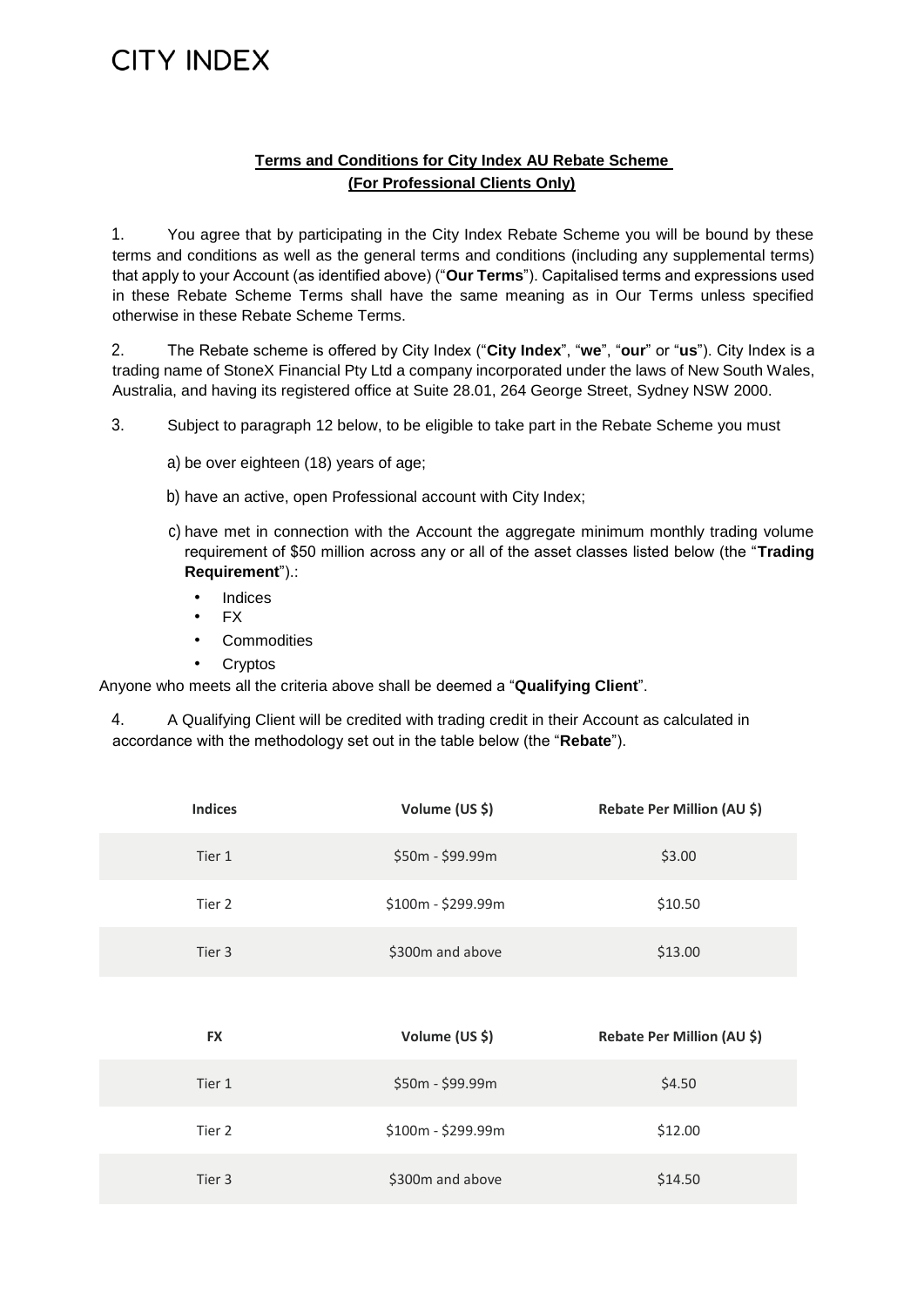# CITY INDEX

**Terms and Conditions for City Index AU Rebate Scheme**
**(For Professional Clients Only)**

1. You agree that by participating in the City Index Rebate Scheme you will be bound by these terms and conditions as well as the general terms and conditions (including any supplemental terms) that apply to your Account (as identified above) ("**Our Terms**"). Capitalised terms and expressions used in these Rebate Scheme Terms shall have the same meaning as in Our Terms unless specified otherwise in these Rebate Scheme Terms.

2. The Rebate scheme is offered by City Index ("**City Index**", "**we**", "**our**" or "**us**"). City Index is a trading name of StoneX Financial Pty Ltd a company incorporated under the laws of New South Wales, Australia, and having its registered office at Suite 28.01, 264 George Street, Sydney NSW 2000.

3. Subject to paragraph 12 below, to be eligible to take part in the Rebate Scheme you must

   a) be over eighteen (18) years of age;

   b) have an active, open Professional account with City Index;

   c) have met in connection with the Account the aggregate minimum monthly trading volume requirement of $50 million across any or all of the asset classes listed below (the "**Trading Requirement**").:

   - Indices
   - FX
   - Commodities
   - Cryptos

Anyone who meets all the criteria above shall be deemed a "**Qualifying Client**".

4. A Qualifying Client will be credited with trading credit in their Account as calculated in accordance with the methodology set out in the table below (the "**Rebate**").

| Indices | Volume (US $) | Rebate Per Million (AU $) |
|---|---|---|
| Tier 1 | $50m - $99.99m | $3.00 |
| Tier 2 | $100m - $299.99m | $10.50 |
| Tier 3 | $300m and above | $13.00 |

| FX | Volume (US $) | Rebate Per Million (AU $) |
|---|---|---|
| Tier 1 | $50m - $99.99m | $4.50 |
| Tier 2 | $100m - $299.99m | $12.00 |
| Tier 3 | $300m and above | $14.50 |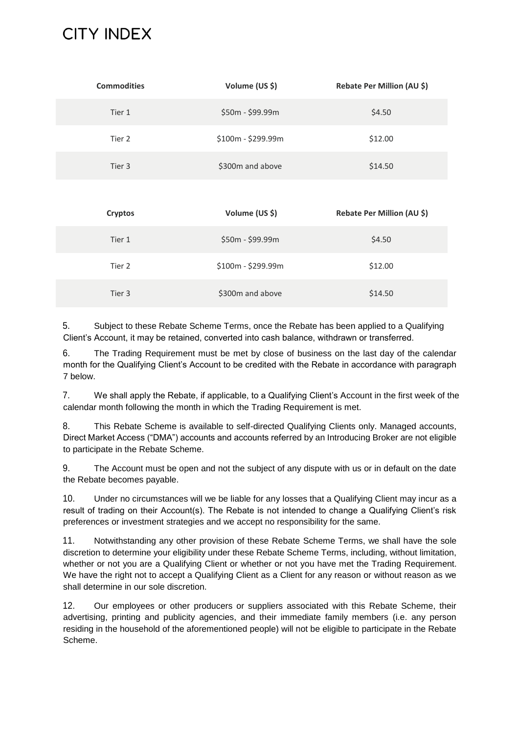| Commodities | Volume (US $) | Rebate Per Million (AU $) |
| --- | --- | --- |
| Tier 1 | $50m - $99.99m | $4.50 |
| Tier 2 | $100m - $299.99m | $12.00 |
| Tier 3 | $300m and above | $14.50 |

| Cryptos | Volume (US $) | Rebate Per Million (AU $) |
| --- | --- | --- |
| Tier 1 | $50m - $99.99m | $4.50 |
| Tier 2 | $100m - $299.99m | $12.00 |
| Tier 3 | $300m and above | $14.50 |

5. Subject to these Rebate Scheme Terms, once the Rebate has been applied to a Qualifying Client's Account, it may be retained, converted into cash balance, withdrawn or transferred.

6. The Trading Requirement must be met by close of business on the last day of the calendar month for the Qualifying Client's Account to be credited with the Rebate in accordance with paragraph 7 below.

7. We shall apply the Rebate, if applicable, to a Qualifying Client's Account in the first week of the calendar month following the month in which the Trading Requirement is met.

8. This Rebate Scheme is available to self-directed Qualifying Clients only. Managed accounts, Direct Market Access ("DMA") accounts and accounts referred by an Introducing Broker are not eligible to participate in the Rebate Scheme.

9. The Account must be open and not the subject of any dispute with us or in default on the date the Rebate becomes payable.

10. Under no circumstances will we be liable for any losses that a Qualifying Client may incur as a result of trading on their Account(s). The Rebate is not intended to change a Qualifying Client's risk preferences or investment strategies and we accept no responsibility for the same.

11. Notwithstanding any other provision of these Rebate Scheme Terms, we shall have the sole discretion to determine your eligibility under these Rebate Scheme Terms, including, without limitation, whether or not you are a Qualifying Client or whether or not you have met the Trading Requirement. We have the right not to accept a Qualifying Client as a Client for any reason or without reason as we shall determine in our sole discretion.

12. Our employees or other producers or suppliers associated with this Rebate Scheme, their advertising, printing and publicity agencies, and their immediate family members (i.e. any person residing in the household of the aforementioned people) will not be eligible to participate in the Rebate Scheme.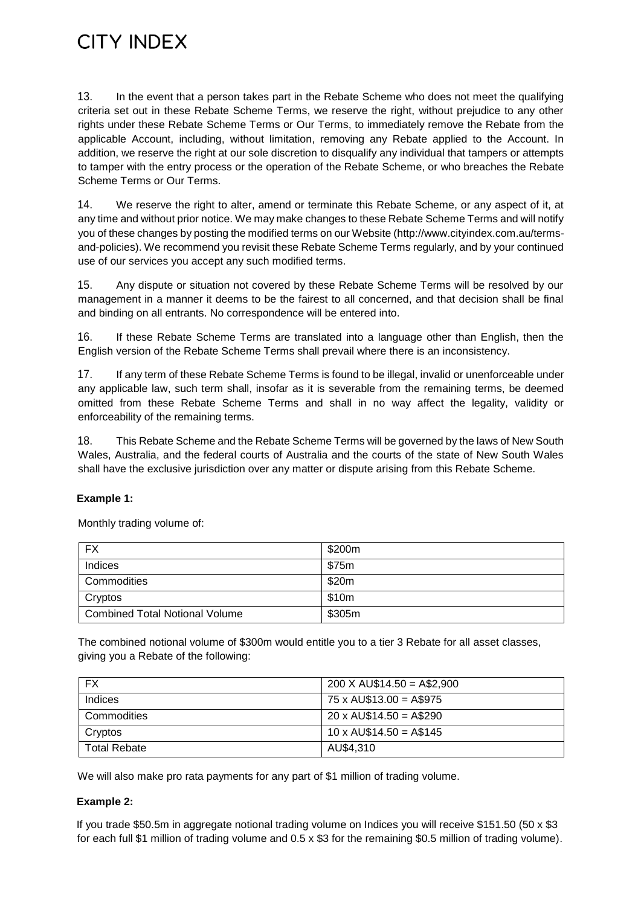13. In the event that a person takes part in the Rebate Scheme who does not meet the qualifying criteria set out in these Rebate Scheme Terms, we reserve the right, without prejudice to any other rights under these Rebate Scheme Terms or Our Terms, to immediately remove the Rebate from the applicable Account, including, without limitation, removing any Rebate applied to the Account. In addition, we reserve the right at our sole discretion to disqualify any individual that tampers or attempts to tamper with the entry process or the operation of the Rebate Scheme, or who breaches the Rebate Scheme Terms or Our Terms.

14. We reserve the right to alter, amend or terminate this Rebate Scheme, or any aspect of it, at any time and without prior notice. We may make changes to these Rebate Scheme Terms and will notify you of these changes by posting the modified terms on our Website (http://www.cityindex.com.au/terms-and-policies). We recommend you revisit these Rebate Scheme Terms regularly, and by your continued use of our services you accept any such modified terms.

15. Any dispute or situation not covered by these Rebate Scheme Terms will be resolved by our management in a manner it deems to be the fairest to all concerned, and that decision shall be final and binding on all entrants. No correspondence will be entered into.

16. If these Rebate Scheme Terms are translated into a language other than English, then the English version of the Rebate Scheme Terms shall prevail where there is an inconsistency.

17. If any term of these Rebate Scheme Terms is found to be illegal, invalid or unenforceable under any applicable law, such term shall, insofar as it is severable from the remaining terms, be deemed omitted from these Rebate Scheme Terms and shall in no way affect the legality, validity or enforceability of the remaining terms.

18. This Rebate Scheme and the Rebate Scheme Terms will be governed by the laws of New South Wales, Australia, and the federal courts of Australia and the courts of the state of New South Wales shall have the exclusive jurisdiction over any matter or dispute arising from this Rebate Scheme.

**Example 1:**

Monthly trading volume of:

| | |
|---|---|
| FX | \$200m |
| Indices | \$75m |
| Commodities | \$20m |
| Cryptos | \$10m |
| Combined Total Notional Volume | \$305m |

The combined notional volume of \$300m would entitle you to a tier 3 Rebate for all asset classes, giving you a Rebate of the following:

| | |
|---|---|
| FX | 200 X AU\$14.50 = A\$2,900 |
| Indices | 75 x AU\$13.00 = A\$975 |
| Commodities | 20 x AU\$14.50 = A\$290 |
| Cryptos | 10 x AU\$14.50 = A\$145 |
| Total Rebate | AU\$4,310 |

We will also make pro rata payments for any part of \$1 million of trading volume.

**Example 2:**

If you trade \$50.5m in aggregate notional trading volume on Indices you will receive \$151.50 (50 x \$3 for each full \$1 million of trading volume and 0.5 x \$3 for the remaining \$0.5 million of trading volume).